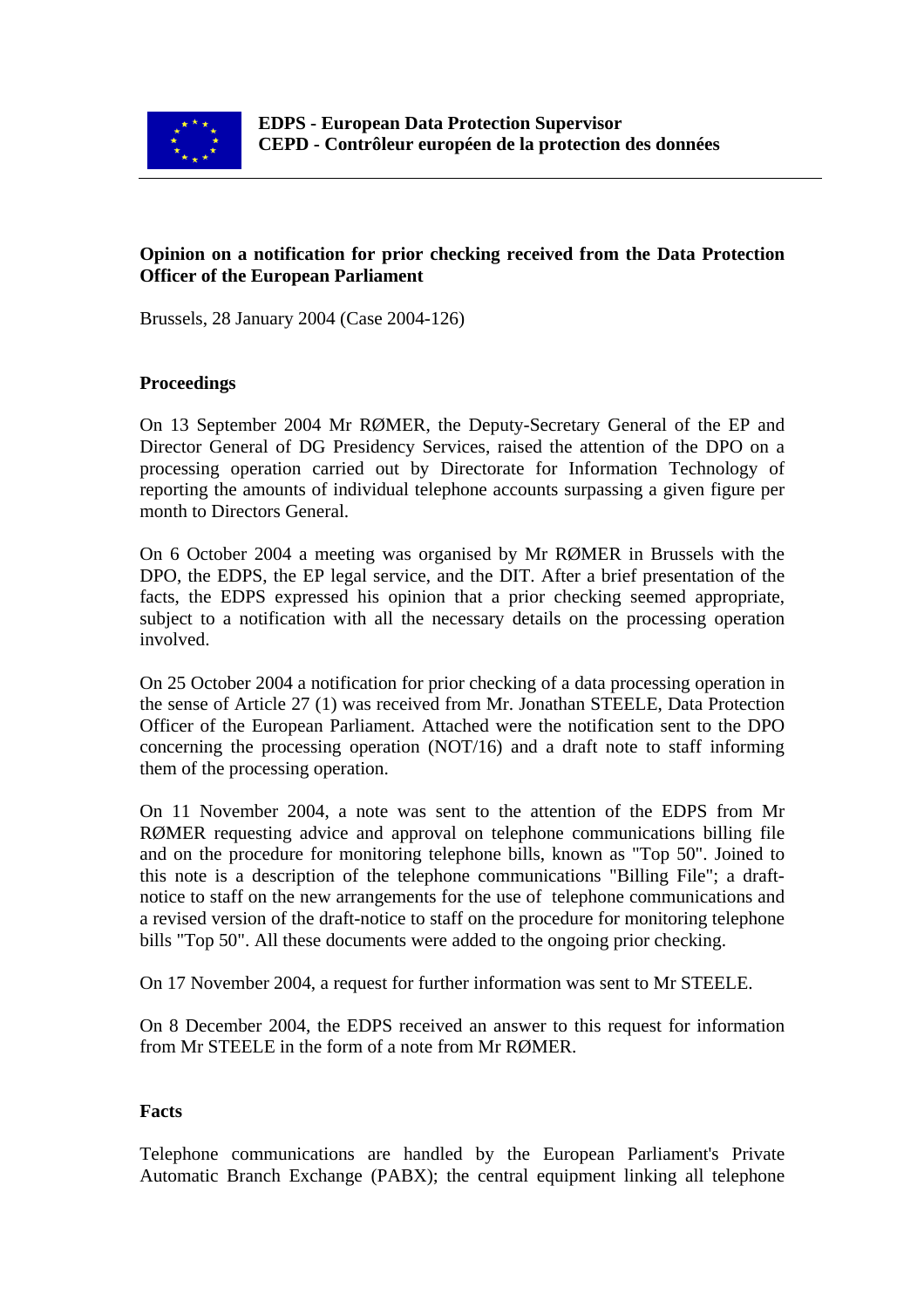**EDPS - European Data Protection Supervisor**
**CEPD - Contrôleur européen de la protection des données**

---

**Opinion on a notification for prior checking received from the Data Protection Officer of the European Parliament**

Brussels, 28 January 2004 (Case 2004-126)

## Proceedings

On 13 September 2004 Mr RØMER, the Deputy-Secretary General of the EP and Director General of DG Presidency Services, raised the attention of the DPO on a processing operation carried out by Directorate for Information Technology of reporting the amounts of individual telephone accounts surpassing a given figure per month to Directors General.

On 6 October 2004 a meeting was organised by Mr RØMER in Brussels with the DPO, the EDPS, the EP legal service, and the DIT. After a brief presentation of the facts, the EDPS expressed his opinion that a prior checking seemed appropriate, subject to a notification with all the necessary details on the processing operation involved.

On 25 October 2004 a notification for prior checking of a data processing operation in the sense of Article 27 (1) was received from Mr. Jonathan STEELE, Data Protection Officer of the European Parliament. Attached were the notification sent to the DPO concerning the processing operation (NOT/16) and a draft note to staff informing them of the processing operation.

On 11 November 2004, a note was sent to the attention of the EDPS from Mr RØMER requesting advice and approval on telephone communications billing file and on the procedure for monitoring telephone bills, known as "Top 50". Joined to this note is a description of the telephone communications "Billing File"; a draft-notice to staff on the new arrangements for the use of telephone communications and a revised version of the draft-notice to staff on the procedure for monitoring telephone bills "Top 50". All these documents were added to the ongoing prior checking.

On 17 November 2004, a request for further information was sent to Mr STEELE.

On 8 December 2004, the EDPS received an answer to this request for information from Mr STEELE in the form of a note from Mr RØMER.

## Facts

Telephone communications are handled by the European Parliament's Private Automatic Branch Exchange (PABX); the central equipment linking all telephone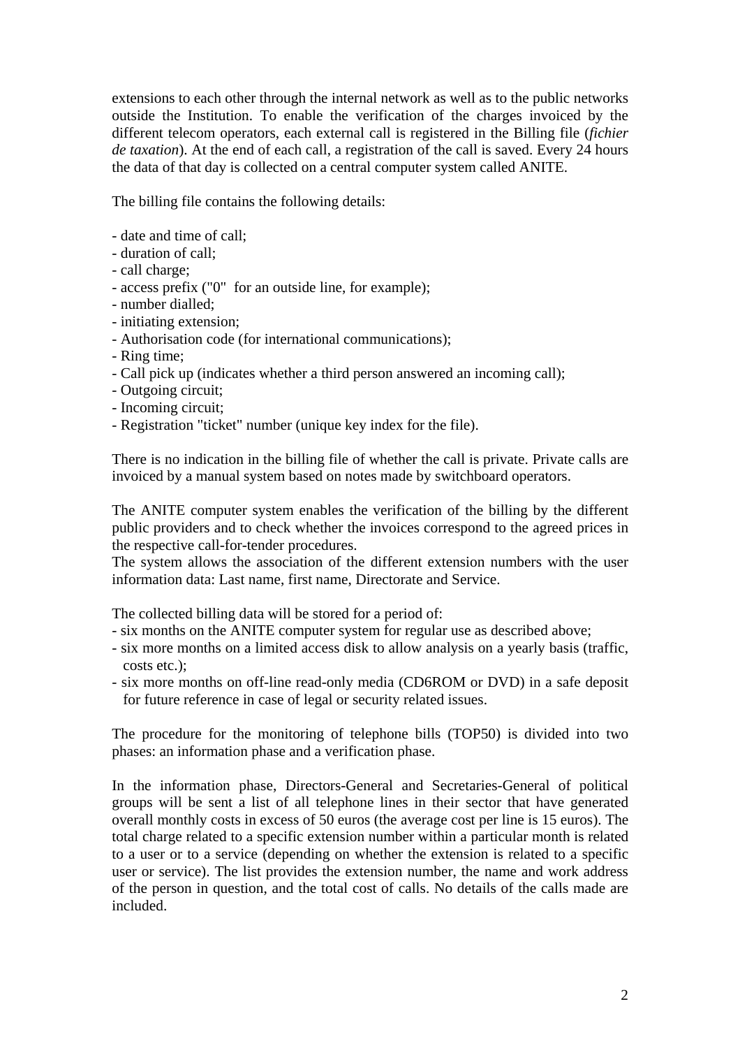extensions to each other through the internal network as well as to the public networks outside the Institution. To enable the verification of the charges invoiced by the different telecom operators, each external call is registered in the Billing file (*fichier de taxation*). At the end of each call, a registration of the call is saved. Every 24 hours the data of that day is collected on a central computer system called ANITE.

The billing file contains the following details:

- date and time of call;
- duration of call;
- call charge;
- access prefix ("0"  for an outside line, for example);
- number dialled;
- initiating extension;
- Authorisation code (for international communications);
- Ring time;
- Call pick up (indicates whether a third person answered an incoming call);
- Outgoing circuit;
- Incoming circuit;
- Registration "ticket" number (unique key index for the file).

There is no indication in the billing file of whether the call is private. Private calls are invoiced by a manual system based on notes made by switchboard operators.

The ANITE computer system enables the verification of the billing by the different public providers and to check whether the invoices correspond to the agreed prices in the respective call-for-tender procedures.
The system allows the association of the different extension numbers with the user information data: Last name, first name, Directorate and Service.

The collected billing data will be stored for a period of:
- six months on the ANITE computer system for regular use as described above;
- six more months on a limited access disk to allow analysis on a yearly basis (traffic, costs etc.);
- six more months on off-line read-only media (CD6ROM or DVD) in a safe deposit for future reference in case of legal or security related issues.

The procedure for the monitoring of telephone bills (TOP50) is divided into two phases: an information phase and a verification phase.

In the information phase, Directors-General and Secretaries-General of political groups will be sent a list of all telephone lines in their sector that have generated overall monthly costs in excess of 50 euros (the average cost per line is 15 euros). The total charge related to a specific extension number within a particular month is related to a user or to a service (depending on whether the extension is related to a specific user or service). The list provides the extension number, the name and work address of the person in question, and the total cost of calls. No details of the calls made are included.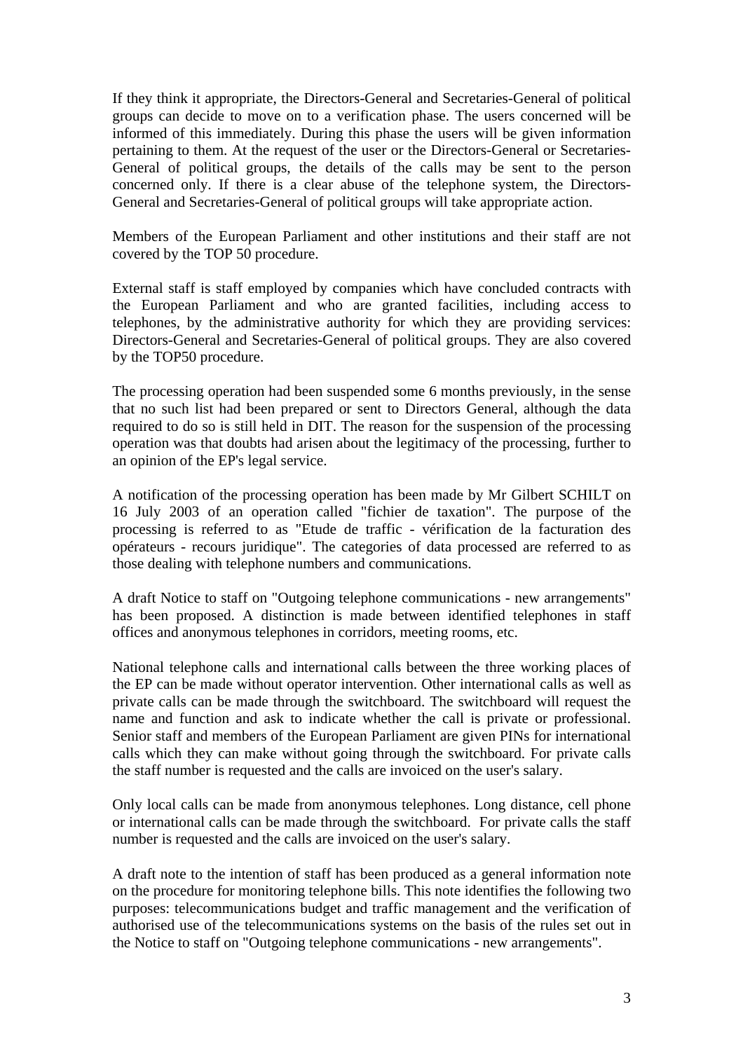If they think it appropriate, the Directors-General and Secretaries-General of political groups can decide to move on to a verification phase. The users concerned will be informed of this immediately. During this phase the users will be given information pertaining to them. At the request of the user or the Directors-General or Secretaries-General of political groups, the details of the calls may be sent to the person concerned only. If there is a clear abuse of the telephone system, the Directors-General and Secretaries-General of political groups will take appropriate action.

Members of the European Parliament and other institutions and their staff are not covered by the TOP 50 procedure.

External staff is staff employed by companies which have concluded contracts with the European Parliament and who are granted facilities, including access to telephones, by the administrative authority for which they are providing services: Directors-General and Secretaries-General of political groups. They are also covered by the TOP50 procedure.

The processing operation had been suspended some 6 months previously, in the sense that no such list had been prepared or sent to Directors General, although the data required to do so is still held in DIT. The reason for the suspension of the processing operation was that doubts had arisen about the legitimacy of the processing, further to an opinion of the EP's legal service.

A notification of the processing operation has been made by Mr Gilbert SCHILT on 16 July 2003 of an operation called "fichier de taxation". The purpose of the processing is referred to as "Etude de traffic - vérification de la facturation des opérateurs - recours juridique". The categories of data processed are referred to as those dealing with telephone numbers and communications.

A draft Notice to staff on "Outgoing telephone communications - new arrangements" has been proposed. A distinction is made between identified telephones in staff offices and anonymous telephones in corridors, meeting rooms, etc.

National telephone calls and international calls between the three working places of the EP can be made without operator intervention. Other international calls as well as private calls can be made through the switchboard. The switchboard will request the name and function and ask to indicate whether the call is private or professional. Senior staff and members of the European Parliament are given PINs for international calls which they can make without going through the switchboard. For private calls the staff number is requested and the calls are invoiced on the user's salary.

Only local calls can be made from anonymous telephones. Long distance, cell phone or international calls can be made through the switchboard. For private calls the staff number is requested and the calls are invoiced on the user's salary.

A draft note to the intention of staff has been produced as a general information note on the procedure for monitoring telephone bills. This note identifies the following two purposes: telecommunications budget and traffic management and the verification of authorised use of the telecommunications systems on the basis of the rules set out in the Notice to staff on "Outgoing telephone communications - new arrangements".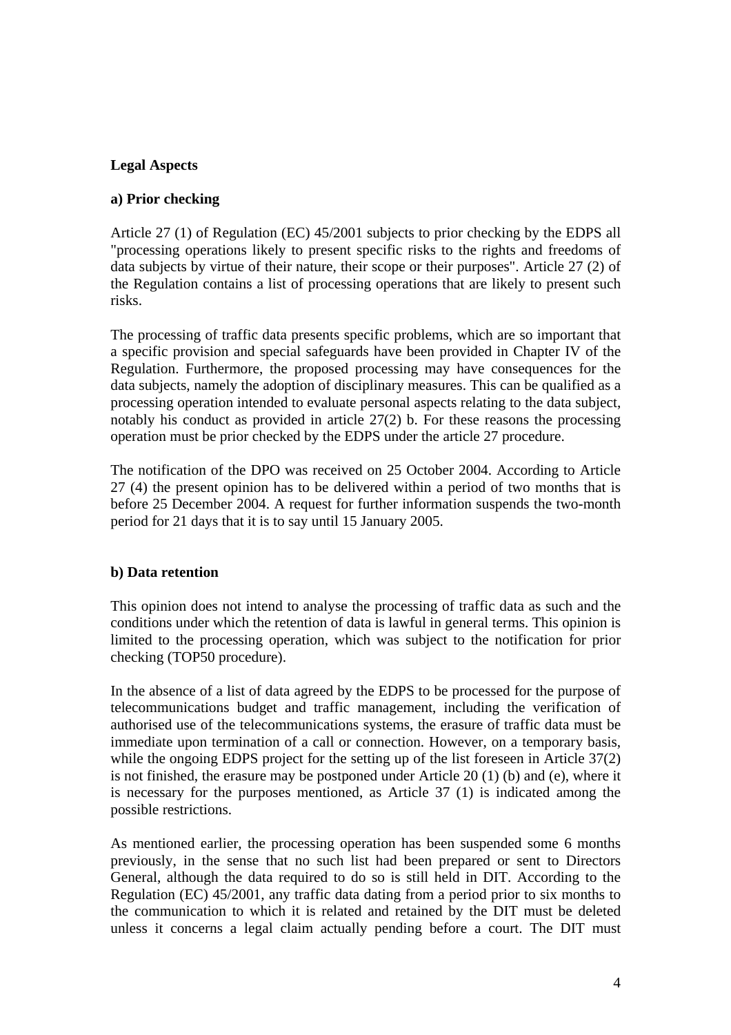**Legal Aspects**

**a) Prior checking**

Article 27 (1) of Regulation (EC) 45/2001 subjects to prior checking by the EDPS all "processing operations likely to present specific risks to the rights and freedoms of data subjects by virtue of their nature, their scope or their purposes". Article 27 (2) of the Regulation contains a list of processing operations that are likely to present such risks.

The processing of traffic data presents specific problems, which are so important that a specific provision and special safeguards have been provided in Chapter IV of the Regulation. Furthermore, the proposed processing may have consequences for the data subjects, namely the adoption of disciplinary measures. This can be qualified as a processing operation intended to evaluate personal aspects relating to the data subject, notably his conduct as provided in article 27(2) b. For these reasons the processing operation must be prior checked by the EDPS under the article 27 procedure.

The notification of the DPO was received on 25 October 2004. According to Article 27 (4) the present opinion has to be delivered within a period of two months that is before 25 December 2004. A request for further information suspends the two-month period for 21 days that it is to say until 15 January 2005.

**b) Data retention**

This opinion does not intend to analyse the processing of traffic data as such and the conditions under which the retention of data is lawful in general terms. This opinion is limited to the processing operation, which was subject to the notification for prior checking (TOP50 procedure).

In the absence of a list of data agreed by the EDPS to be processed for the purpose of telecommunications budget and traffic management, including the verification of authorised use of the telecommunications systems, the erasure of traffic data must be immediate upon termination of a call or connection. However, on a temporary basis, while the ongoing EDPS project for the setting up of the list foreseen in Article 37(2) is not finished, the erasure may be postponed under Article 20 (1) (b) and (e), where it is necessary for the purposes mentioned, as Article 37 (1) is indicated among the possible restrictions.

As mentioned earlier, the processing operation has been suspended some 6 months previously, in the sense that no such list had been prepared or sent to Directors General, although the data required to do so is still held in DIT. According to the Regulation (EC) 45/2001, any traffic data dating from a period prior to six months to the communication to which it is related and retained by the DIT must be deleted unless it concerns a legal claim actually pending before a court. The DIT must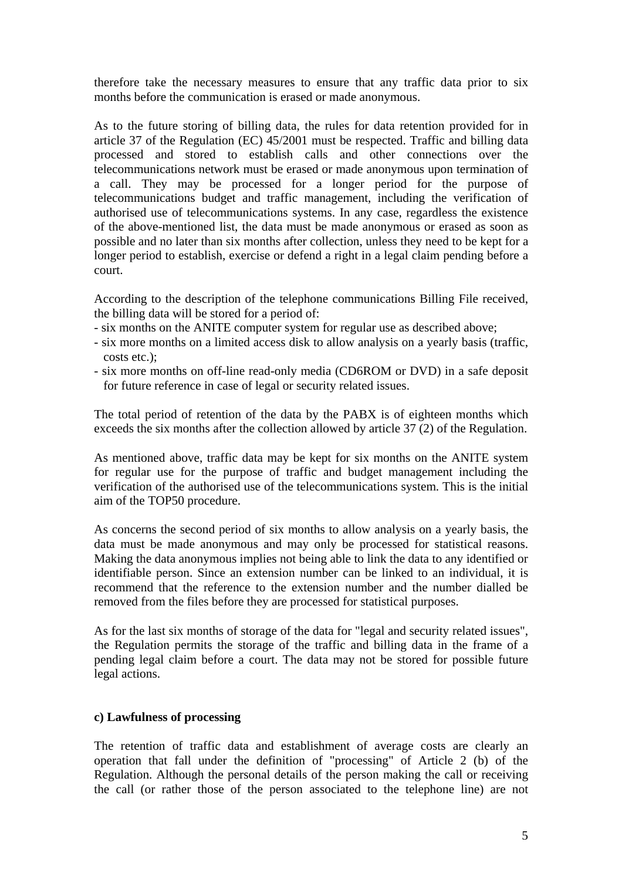therefore take the necessary measures to ensure that any traffic data prior to six months before the communication is erased or made anonymous.

As to the future storing of billing data, the rules for data retention provided for in article 37 of the Regulation (EC) 45/2001 must be respected. Traffic and billing data processed and stored to establish calls and other connections over the telecommunications network must be erased or made anonymous upon termination of a call. They may be processed for a longer period for the purpose of telecommunications budget and traffic management, including the verification of authorised use of telecommunications systems. In any case, regardless the existence of the above-mentioned list, the data must be made anonymous or erased as soon as possible and no later than six months after collection, unless they need to be kept for a longer period to establish, exercise or defend a right in a legal claim pending before a court.

According to the description of the telephone communications Billing File received, the billing data will be stored for a period of:

- six months on the ANITE computer system for regular use as described above;
- six more months on a limited access disk to allow analysis on a yearly basis (traffic, costs etc.);
- six more months on off-line read-only media (CD6ROM or DVD) in a safe deposit for future reference in case of legal or security related issues.

The total period of retention of the data by the PABX is of eighteen months which exceeds the six months after the collection allowed by article 37 (2) of the Regulation.

As mentioned above, traffic data may be kept for six months on the ANITE system for regular use for the purpose of traffic and budget management including the verification of the authorised use of the telecommunications system. This is the initial aim of the TOP50 procedure.

As concerns the second period of six months to allow analysis on a yearly basis, the data must be made anonymous and may only be processed for statistical reasons. Making the data anonymous implies not being able to link the data to any identified or identifiable person. Since an extension number can be linked to an individual, it is recommend that the reference to the extension number and the number dialled be removed from the files before they are processed for statistical purposes.

As for the last six months of storage of the data for "legal and security related issues", the Regulation permits the storage of the traffic and billing data in the frame of a pending legal claim before a court. The data may not be stored for possible future legal actions.

**c) Lawfulness of processing**

The retention of traffic data and establishment of average costs are clearly an operation that fall under the definition of "processing" of Article 2 (b) of the Regulation. Although the personal details of the person making the call or receiving the call (or rather those of the person associated to the telephone line) are not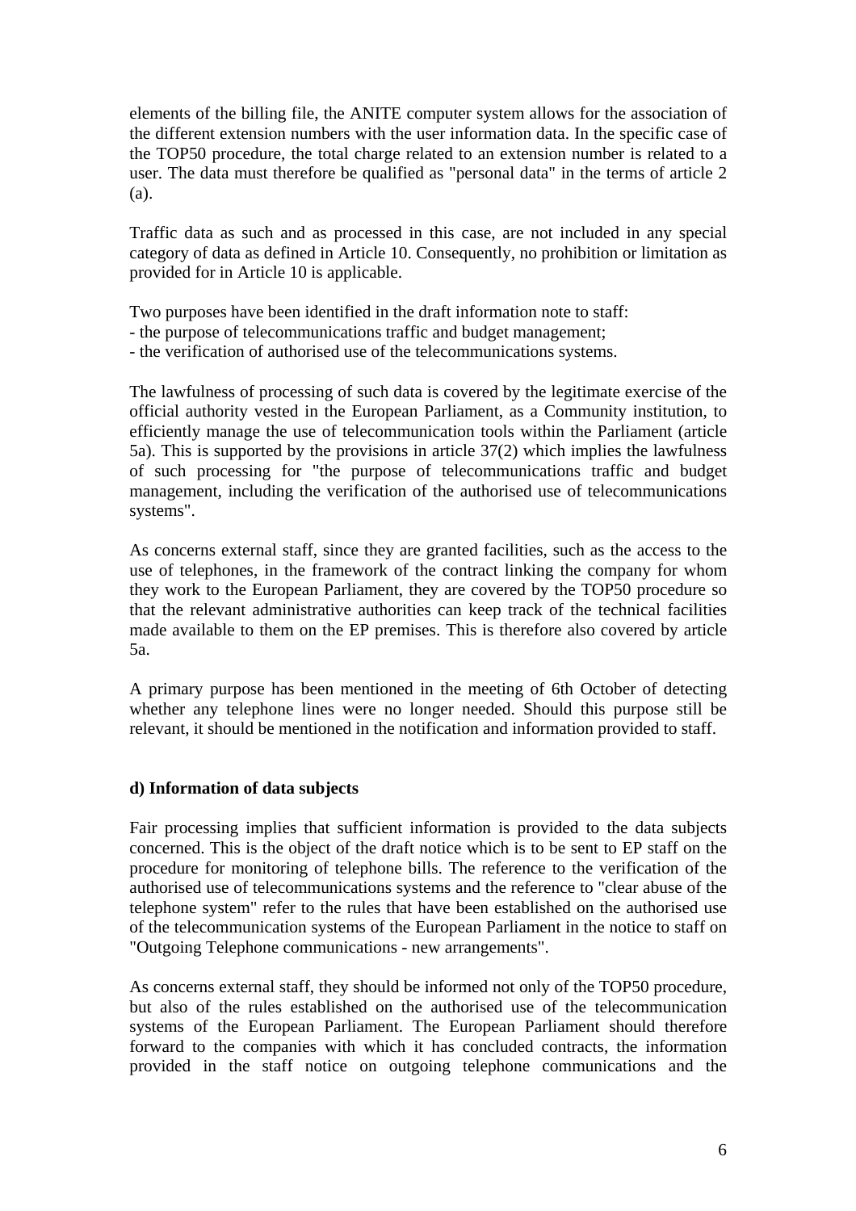elements of the billing file, the ANITE computer system allows for the association of the different extension numbers with the user information data. In the specific case of the TOP50 procedure, the total charge related to an extension number is related to a user. The data must therefore be qualified as "personal data" in the terms of article 2 (a).

Traffic data as such and as processed in this case, are not included in any special category of data as defined in Article 10. Consequently, no prohibition or limitation as provided for in Article 10 is applicable.

Two purposes have been identified in the draft information note to staff:
- the purpose of telecommunications traffic and budget management;
- the verification of authorised use of the telecommunications systems.

The lawfulness of processing of such data is covered by the legitimate exercise of the official authority vested in the European Parliament, as a Community institution, to efficiently manage the use of telecommunication tools within the Parliament (article 5a). This is supported by the provisions in article 37(2) which implies the lawfulness of such processing for "the purpose of telecommunications traffic and budget management, including the verification of the authorised use of telecommunications systems".

As concerns external staff, since they are granted facilities, such as the access to the use of telephones, in the framework of the contract linking the company for whom they work to the European Parliament, they are covered by the TOP50 procedure so that the relevant administrative authorities can keep track of the technical facilities made available to them on the EP premises. This is therefore also covered by article 5a.

A primary purpose has been mentioned in the meeting of 6th October of detecting whether any telephone lines were no longer needed. Should this purpose still be relevant, it should be mentioned in the notification and information provided to staff.

**d) Information of data subjects**

Fair processing implies that sufficient information is provided to the data subjects concerned. This is the object of the draft notice which is to be sent to EP staff on the procedure for monitoring of telephone bills. The reference to the verification of the authorised use of telecommunications systems and the reference to "clear abuse of the telephone system" refer to the rules that have been established on the authorised use of the telecommunication systems of the European Parliament in the notice to staff on "Outgoing Telephone communications - new arrangements".

As concerns external staff, they should be informed not only of the TOP50 procedure, but also of the rules established on the authorised use of the telecommunication systems of the European Parliament. The European Parliament should therefore forward to the companies with which it has concluded contracts, the information provided in the staff notice on outgoing telephone communications and the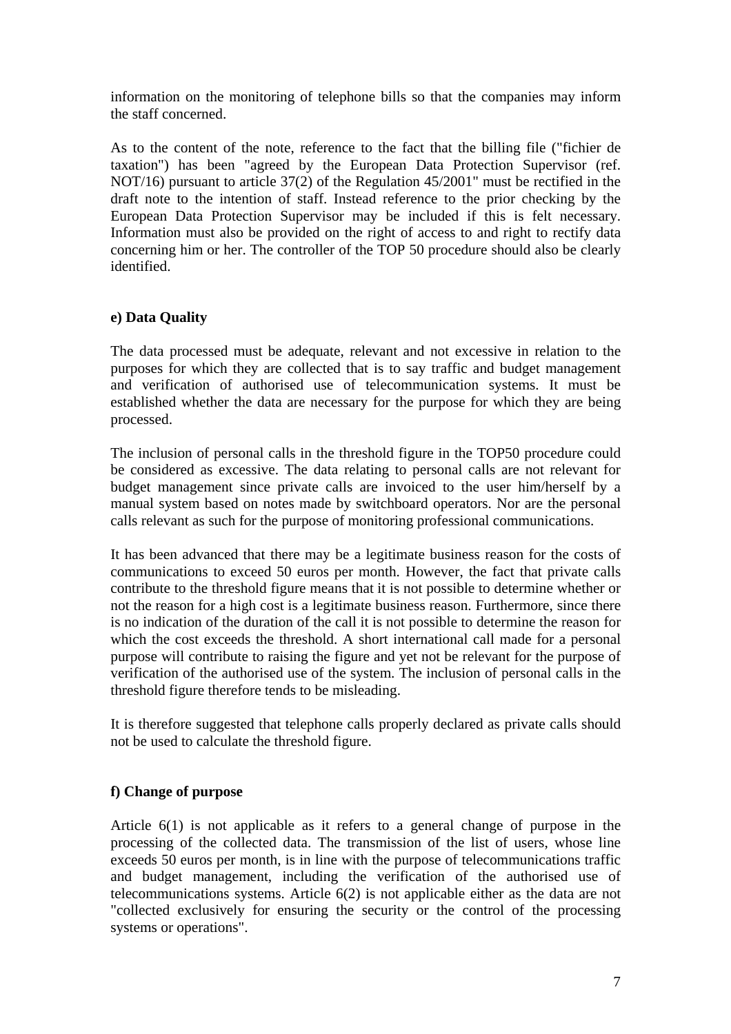information on the monitoring of telephone bills so that the companies may inform the staff concerned.

As to the content of the note, reference to the fact that the billing file ("fichier de taxation") has been "agreed by the European Data Protection Supervisor (ref. NOT/16) pursuant to article 37(2) of the Regulation 45/2001" must be rectified in the draft note to the intention of staff. Instead reference to the prior checking by the European Data Protection Supervisor may be included if this is felt necessary. Information must also be provided on the right of access to and right to rectify data concerning him or her. The controller of the TOP 50 procedure should also be clearly identified.

**e) Data Quality**

The data processed must be adequate, relevant and not excessive in relation to the purposes for which they are collected that is to say traffic and budget management and verification of authorised use of telecommunication systems. It must be established whether the data are necessary for the purpose for which they are being processed.

The inclusion of personal calls in the threshold figure in the TOP50 procedure could be considered as excessive. The data relating to personal calls are not relevant for budget management since private calls are invoiced to the user him/herself by a manual system based on notes made by switchboard operators. Nor are the personal calls relevant as such for the purpose of monitoring professional communications.

It has been advanced that there may be a legitimate business reason for the costs of communications to exceed 50 euros per month. However, the fact that private calls contribute to the threshold figure means that it is not possible to determine whether or not the reason for a high cost is a legitimate business reason. Furthermore, since there is no indication of the duration of the call it is not possible to determine the reason for which the cost exceeds the threshold. A short international call made for a personal purpose will contribute to raising the figure and yet not be relevant for the purpose of verification of the authorised use of the system. The inclusion of personal calls in the threshold figure therefore tends to be misleading.

It is therefore suggested that telephone calls properly declared as private calls should not be used to calculate the threshold figure.

**f) Change of purpose**

Article 6(1) is not applicable as it refers to a general change of purpose in the processing of the collected data. The transmission of the list of users, whose line exceeds 50 euros per month, is in line with the purpose of telecommunications traffic and budget management, including the verification of the authorised use of telecommunications systems. Article 6(2) is not applicable either as the data are not "collected exclusively for ensuring the security or the control of the processing systems or operations".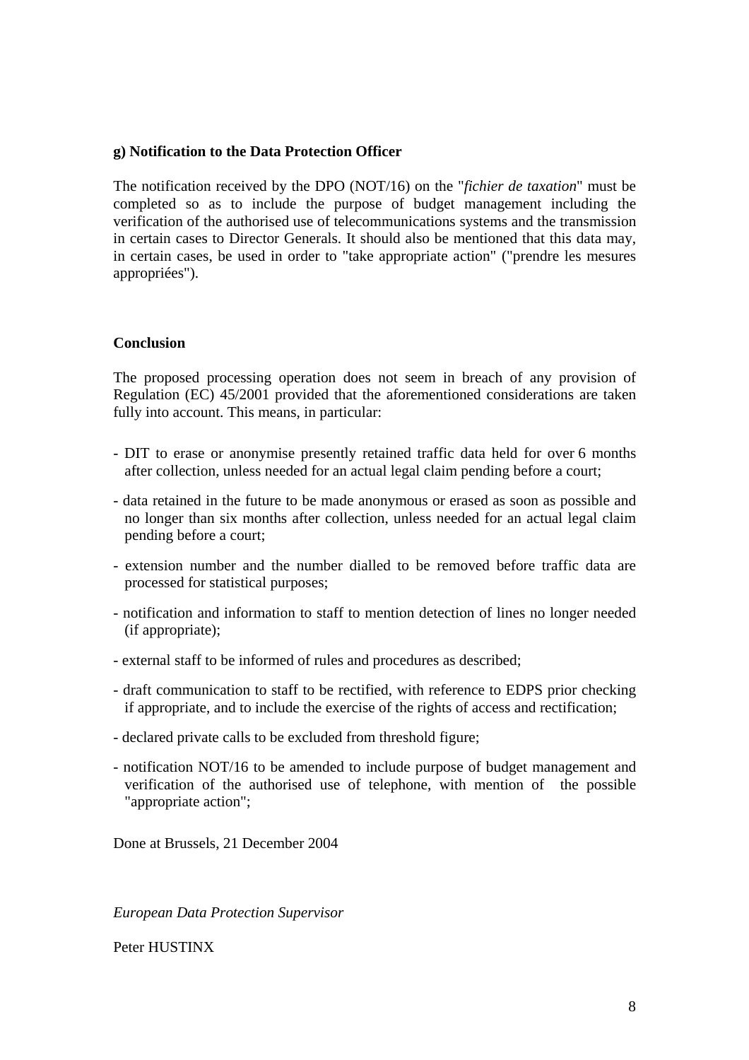**g) Notification to the Data Protection Officer**

The notification received by the DPO (NOT/16) on the "*fichier de taxation*" must be completed so as to include the purpose of budget management including the verification of the authorised use of telecommunications systems and the transmission in certain cases to Director Generals. It should also be mentioned that this data may, in certain cases, be used in order to "take appropriate action" ("prendre les mesures appropriées").

**Conclusion**

The proposed processing operation does not seem in breach of any provision of Regulation (EC) 45/2001 provided that the aforementioned considerations are taken fully into account. This means, in particular:

- DIT to erase or anonymise presently retained traffic data held for over 6 months after collection, unless needed for an actual legal claim pending before a court;
- data retained in the future to be made anonymous or erased as soon as possible and no longer than six months after collection, unless needed for an actual legal claim pending before a court;
- extension number and the number dialled to be removed before traffic data are processed for statistical purposes;
- notification and information to staff to mention detection of lines no longer needed (if appropriate);
- external staff to be informed of rules and procedures as described;
- draft communication to staff to be rectified, with reference to EDPS prior checking if appropriate, and to include the exercise of the rights of access and rectification;
- declared private calls to be excluded from threshold figure;
- notification NOT/16 to be amended to include purpose of budget management and verification of the authorised use of telephone, with mention of the possible "appropriate action";

Done at Brussels, 21 December 2004

*European Data Protection Supervisor*

Peter HUSTINX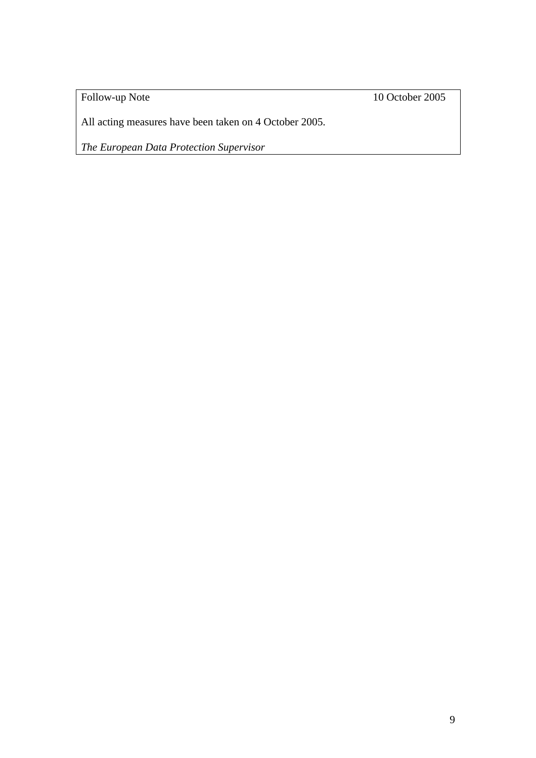| Follow-up Note | 10 October 2005 |
| --- | --- |
| All acting measures have been taken on 4 October 2005. | |
| *The European Data Protection Supervisor* | |